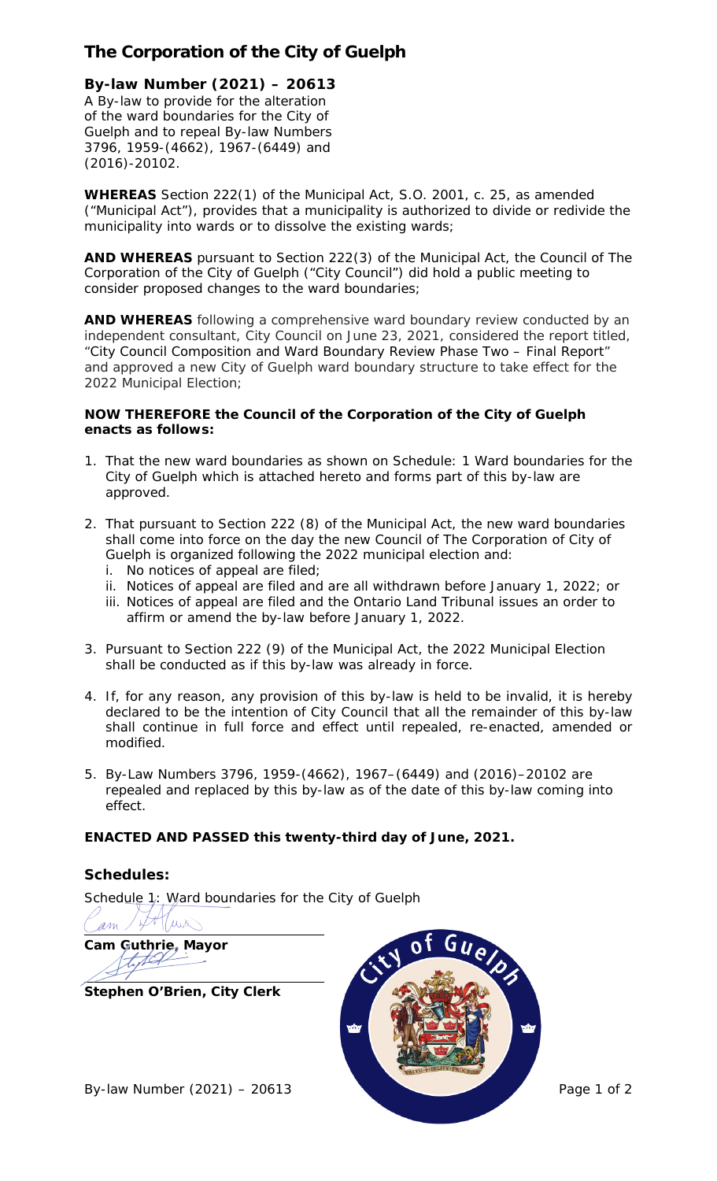# The Corporation of the City of Guelph

**By-law Number (2021) – 20613**

A By-law to provide for the alteration of the ward boundaries for the City of Guelph and to repeal By-law Numbers 3796, 1959-(4662), 1967-(6449) and (2016)-20102.

**WHEREAS** Section 222(1) of the Municipal Act, S.O. 2001, c. 25, as amended ("Municipal Act"), provides that a municipality is authorized to divide or redivide the municipality into wards or to dissolve the existing wards;

**AND WHEREAS** pursuant to Section 222(3) of the Municipal Act, the Council of The Corporation of the City of Guelph ("City Council") did hold a public meeting to consider proposed changes to the ward boundaries;

**AND WHEREAS** following a comprehensive ward boundary review conducted by an independent consultant, City Council on June 23, 2021, considered the report titled, "City Council Composition and Ward Boundary Review Phase Two – Final Report" and approved a new City of Guelph ward boundary structure to take effect for the 2022 Municipal Election;

**NOW THEREFORE the Council of the Corporation of the City of Guelph enacts as follows:**

1. That the new ward boundaries as shown on Schedule: 1 Ward boundaries for the City of Guelph which is attached hereto and forms part of this by-law are approved.

2. That pursuant to Section 222 (8) of the Municipal Act, the new ward boundaries shall come into force on the day the new Council of The Corporation of City of Guelph is organized following the 2022 municipal election and:
   i. No notices of appeal are filed;
   ii. Notices of appeal are filed and are all withdrawn before January 1, 2022; or
   iii. Notices of appeal are filed and the Ontario Land Tribunal issues an order to affirm or amend the by-law before January 1, 2022.

3. Pursuant to Section 222 (9) of the Municipal Act, the 2022 Municipal Election shall be conducted as if this by-law was already in force.

4. If, for any reason, any provision of this by-law is held to be invalid, it is hereby declared to be the intention of City Council that all the remainder of this by-law shall continue in full force and effect until repealed, re-enacted, amended or modified.

5. By-Law Numbers 3796, 1959-(4662), 1967–(6449) and (2016)–20102 are repealed and replaced by this by-law as of the date of this by-law coming into effect.

**ENACTED AND PASSED this twenty-third day of June, 2021.**

## Schedules:

Schedule 1: Ward boundaries for the City of Guelph

**Cam Guthrie, Mayor**

**Stephen O'Brien, City Clerk**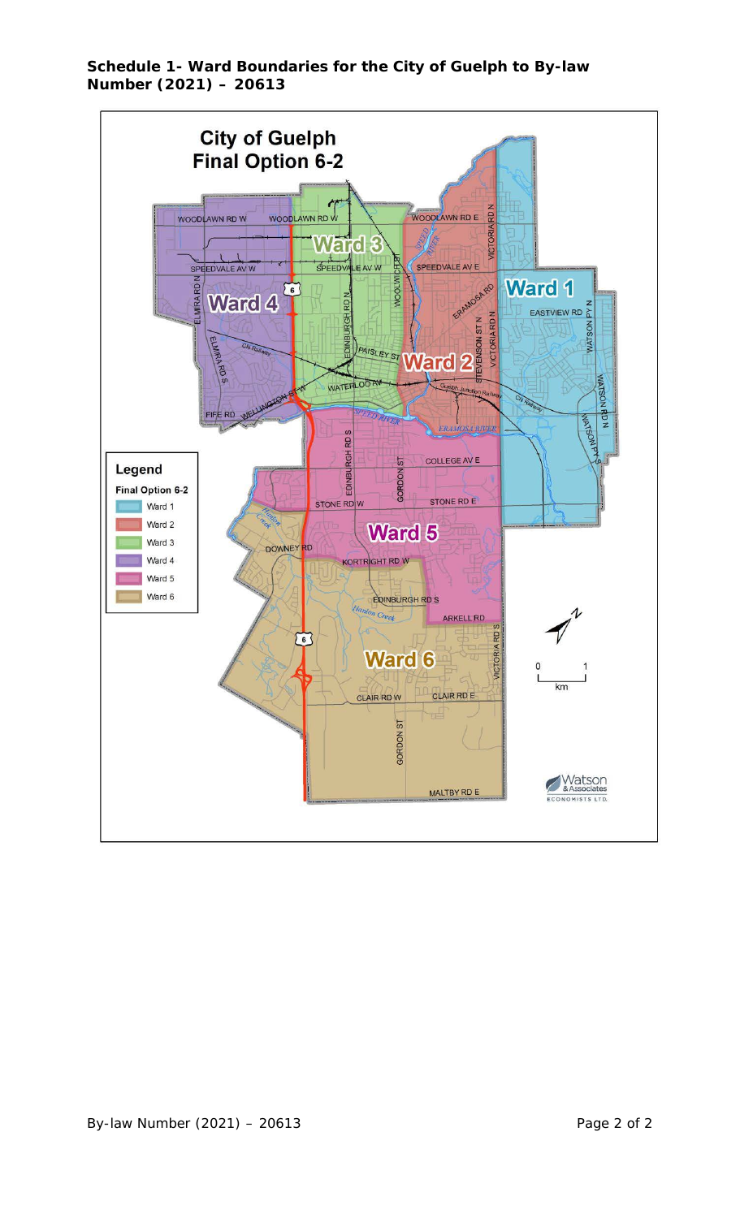**Schedule 1- Ward Boundaries for the City of Guelph to By-law Number (2021) – 20613**

City of Guelph
Final Option 6-2

Legend
Final Option 6-2
Ward 1
Ward 2
Ward 3
Ward 4
Ward 5
Ward 6

Ward 1
Ward 2
Ward 3
Ward 4
Ward 5
Ward 6

WOODLAWN RD W
WOODLAWN RD W
WOODLAWN RD E
SPEEDVALE AV W
SPEEDVALE AV W
SPEEDVALE AV E
ELMIRA RD N
ELMIRA RD S
EDINBURGH RD N
WOOLWICH ST
VICTORIA RD N
ERAMOSA RD
EASTVIEW RD
WATSON PY N
STEVENSON ST N
VICTORIA RD N
PAISLEY ST
CN Railway
WATERLOO AV
WELLINGTON ST W
FIFE RD
Guelph Junction Railway
CN Railway
WATSON RD N
WATSON PY S
SPEED RIVER
SPEED RIVER
ERAMOSA RIVER
EDINBURGH RD S
GORDON ST
COLLEGE AV E
STONE RD W
STONE RD E
Hanlon Creek
DOWNEY RD
KORTRIGHT RD W
EDINBURGH RD S
Hanlon Creek
ARKELL RD
VICTORIA RD S
6
6
CLAIR RD W
CLAIR RD E
GORDON ST
MALTBY RD E

N
0 1
km

Watson & Associates
ECONOMISTS LTD.